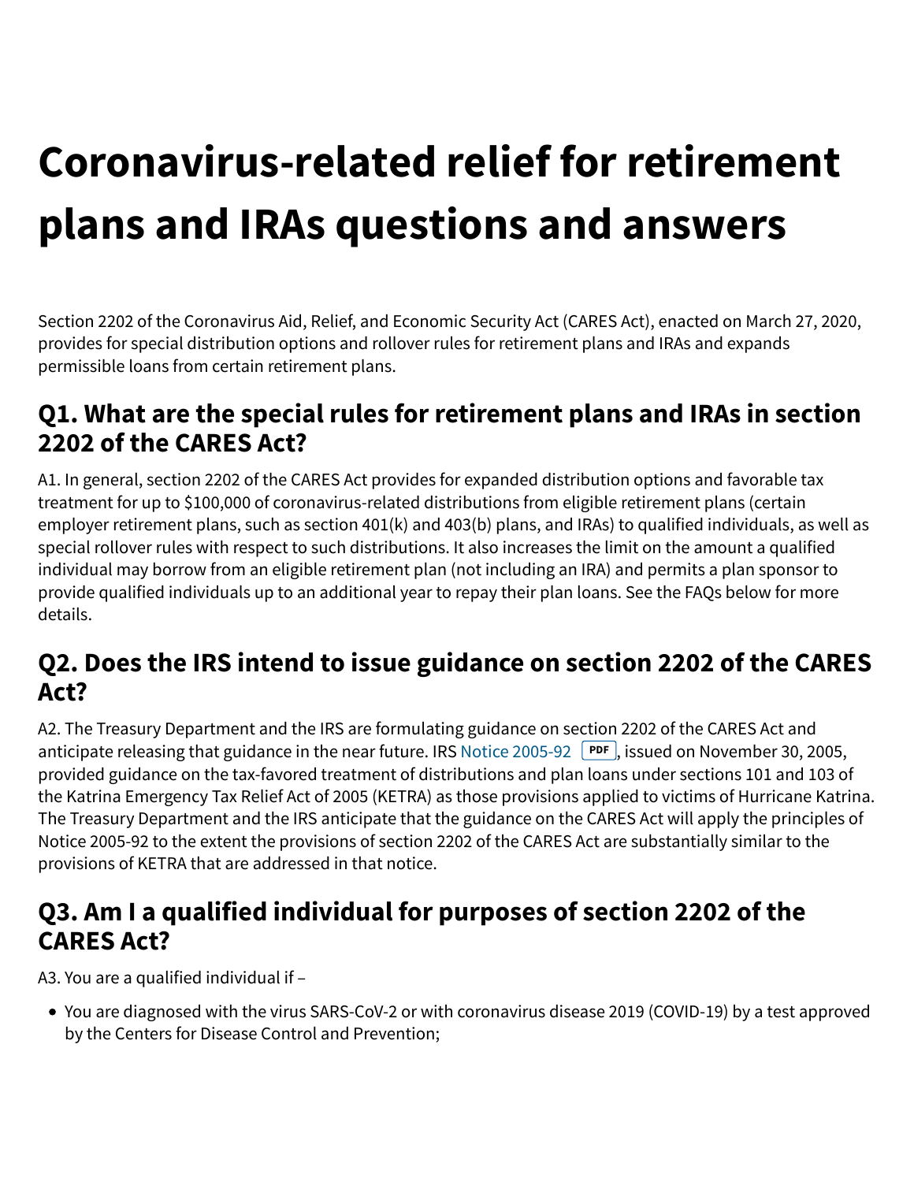# Coronavirus-related relief for retirement plans and IRAs questions and answers

Section 2202 of the Coronavirus Aid, Relief, and Economic Security Act (CARES Act), enacted on March 27, 2020, provides for special distribution options and rollover rules for retirement plans and IRAs and expands permissible loans from certain retirement plans.

## Q1. What are the special rules for retirement plans and IRAs in section 2202 of the CARES Act?

A1. In general, section 2202 of the CARES Act provides for expanded distribution options and favorable tax treatment for up to $100,000 of coronavirus-related distributions from eligible retirement plans (certain employer retirement plans, such as section 401(k) and 403(b) plans, and IRAs) to qualified individuals, as well as special rollover rules with respect to such distributions. It also increases the limit on the amount a qualified individual may borrow from an eligible retirement plan (not including an IRA) and permits a plan sponsor to provide qualified individuals up to an additional year to repay their plan loans. See the FAQs below for more details.

## Q2. Does the IRS intend to issue guidance on section 2202 of the CARES Act?

A2. The Treasury Department and the IRS are formulating guidance on section 2202 of the CARES Act and anticipate releasing that guidance in the near future. IRS Notice 2005-92 PDF, issued on November 30, 2005, provided guidance on the tax-favored treatment of distributions and plan loans under sections 101 and 103 of the Katrina Emergency Tax Relief Act of 2005 (KETRA) as those provisions applied to victims of Hurricane Katrina. The Treasury Department and the IRS anticipate that the guidance on the CARES Act will apply the principles of Notice 2005-92 to the extent the provisions of section 2202 of the CARES Act are substantially similar to the provisions of KETRA that are addressed in that notice.

## Q3. Am I a qualified individual for purposes of section 2202 of the CARES Act?

A3. You are a qualified individual if –

- You are diagnosed with the virus SARS-CoV-2 or with coronavirus disease 2019 (COVID-19) by a test approved by the Centers for Disease Control and Prevention;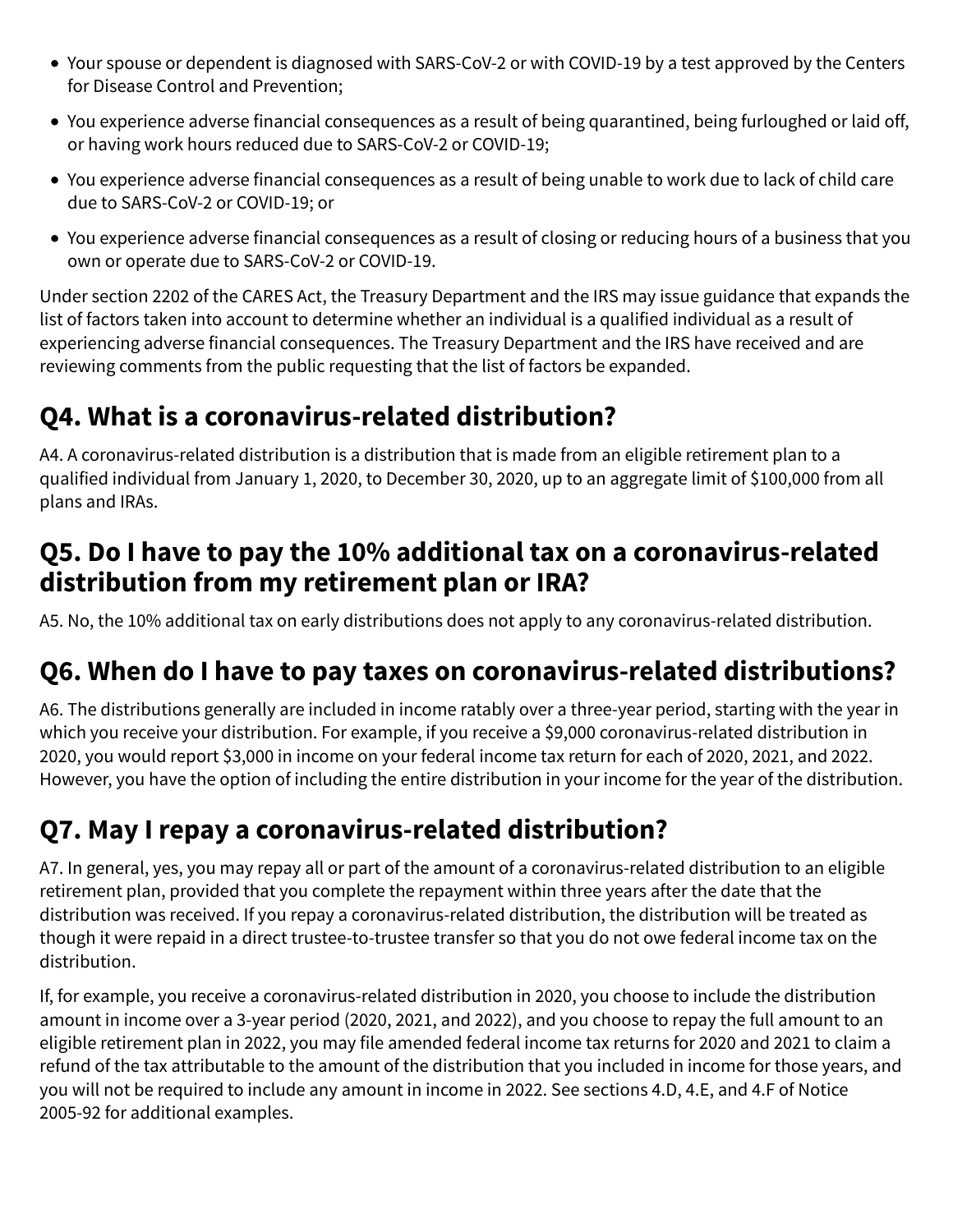- Your spouse or dependent is diagnosed with SARS-CoV-2 or with COVID-19 by a test approved by the Centers for Disease Control and Prevention;
- You experience adverse financial consequences as a result of being quarantined, being furloughed or laid off, or having work hours reduced due to SARS-CoV-2 or COVID-19;
- You experience adverse financial consequences as a result of being unable to work due to lack of child care due to SARS-CoV-2 or COVID-19; or
- You experience adverse financial consequences as a result of closing or reducing hours of a business that you own or operate due to SARS-CoV-2 or COVID-19.

Under section 2202 of the CARES Act, the Treasury Department and the IRS may issue guidance that expands the list of factors taken into account to determine whether an individual is a qualified individual as a result of experiencing adverse financial consequences. The Treasury Department and the IRS have received and are reviewing comments from the public requesting that the list of factors be expanded.

## Q4. What is a coronavirus-related distribution?

A4. A coronavirus-related distribution is a distribution that is made from an eligible retirement plan to a qualified individual from January 1, 2020, to December 30, 2020, up to an aggregate limit of $100,000 from all plans and IRAs.

## Q5. Do I have to pay the 10% additional tax on a coronavirus-related distribution from my retirement plan or IRA?

A5. No, the 10% additional tax on early distributions does not apply to any coronavirus-related distribution.

## Q6. When do I have to pay taxes on coronavirus-related distributions?

A6. The distributions generally are included in income ratably over a three-year period, starting with the year in which you receive your distribution. For example, if you receive a $9,000 coronavirus-related distribution in 2020, you would report $3,000 in income on your federal income tax return for each of 2020, 2021, and 2022. However, you have the option of including the entire distribution in your income for the year of the distribution.

## Q7. May I repay a coronavirus-related distribution?

A7. In general, yes, you may repay all or part of the amount of a coronavirus-related distribution to an eligible retirement plan, provided that you complete the repayment within three years after the date that the distribution was received. If you repay a coronavirus-related distribution, the distribution will be treated as though it were repaid in a direct trustee-to-trustee transfer so that you do not owe federal income tax on the distribution.

If, for example, you receive a coronavirus-related distribution in 2020, you choose to include the distribution amount in income over a 3-year period (2020, 2021, and 2022), and you choose to repay the full amount to an eligible retirement plan in 2022, you may file amended federal income tax returns for 2020 and 2021 to claim a refund of the tax attributable to the amount of the distribution that you included in income for those years, and you will not be required to include any amount in income in 2022. See sections 4.D, 4.E, and 4.F of Notice 2005-92 for additional examples.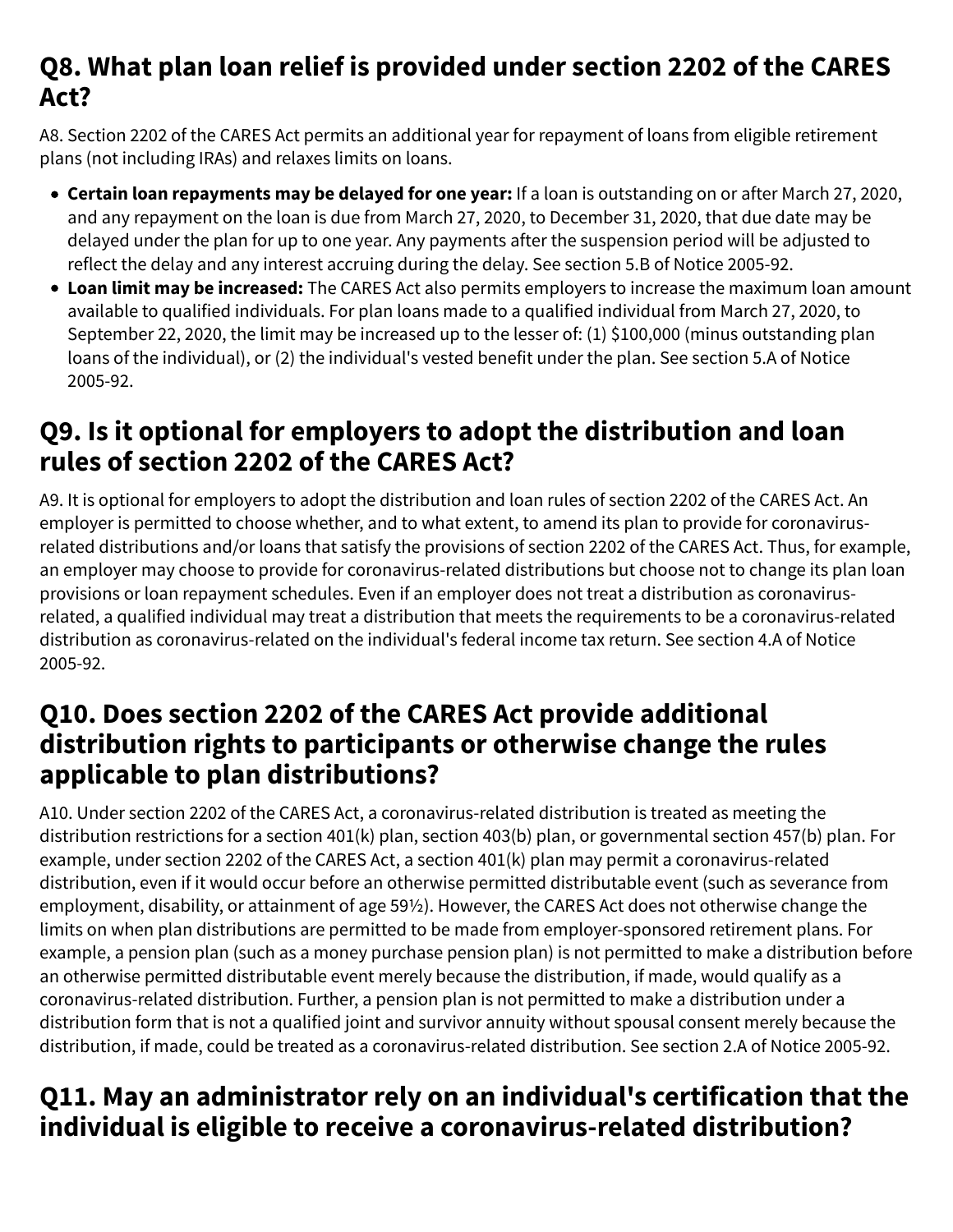## Q8. What plan loan relief is provided under section 2202 of the CARES Act?

A8. Section 2202 of the CARES Act permits an additional year for repayment of loans from eligible retirement plans (not including IRAs) and relaxes limits on loans.

- **Certain loan repayments may be delayed for one year:** If a loan is outstanding on or after March 27, 2020, and any repayment on the loan is due from March 27, 2020, to December 31, 2020, that due date may be delayed under the plan for up to one year. Any payments after the suspension period will be adjusted to reflect the delay and any interest accruing during the delay. See section 5.B of Notice 2005-92.
- **Loan limit may be increased:** The CARES Act also permits employers to increase the maximum loan amount available to qualified individuals. For plan loans made to a qualified individual from March 27, 2020, to September 22, 2020, the limit may be increased up to the lesser of: (1) $100,000 (minus outstanding plan loans of the individual), or (2) the individual's vested benefit under the plan. See section 5.A of Notice 2005-92.

## Q9. Is it optional for employers to adopt the distribution and loan rules of section 2202 of the CARES Act?

A9. It is optional for employers to adopt the distribution and loan rules of section 2202 of the CARES Act. An employer is permitted to choose whether, and to what extent, to amend its plan to provide for coronavirus-related distributions and/or loans that satisfy the provisions of section 2202 of the CARES Act. Thus, for example, an employer may choose to provide for coronavirus-related distributions but choose not to change its plan loan provisions or loan repayment schedules. Even if an employer does not treat a distribution as coronavirus-related, a qualified individual may treat a distribution that meets the requirements to be a coronavirus-related distribution as coronavirus-related on the individual's federal income tax return. See section 4.A of Notice 2005-92.

## Q10. Does section 2202 of the CARES Act provide additional distribution rights to participants or otherwise change the rules applicable to plan distributions?

A10. Under section 2202 of the CARES Act, a coronavirus-related distribution is treated as meeting the distribution restrictions for a section 401(k) plan, section 403(b) plan, or governmental section 457(b) plan. For example, under section 2202 of the CARES Act, a section 401(k) plan may permit a coronavirus-related distribution, even if it would occur before an otherwise permitted distributable event (such as severance from employment, disability, or attainment of age 59½). However, the CARES Act does not otherwise change the limits on when plan distributions are permitted to be made from employer-sponsored retirement plans. For example, a pension plan (such as a money purchase pension plan) is not permitted to make a distribution before an otherwise permitted distributable event merely because the distribution, if made, would qualify as a coronavirus-related distribution. Further, a pension plan is not permitted to make a distribution under a distribution form that is not a qualified joint and survivor annuity without spousal consent merely because the distribution, if made, could be treated as a coronavirus-related distribution. See section 2.A of Notice 2005-92.

## Q11. May an administrator rely on an individual's certification that the individual is eligible to receive a coronavirus-related distribution?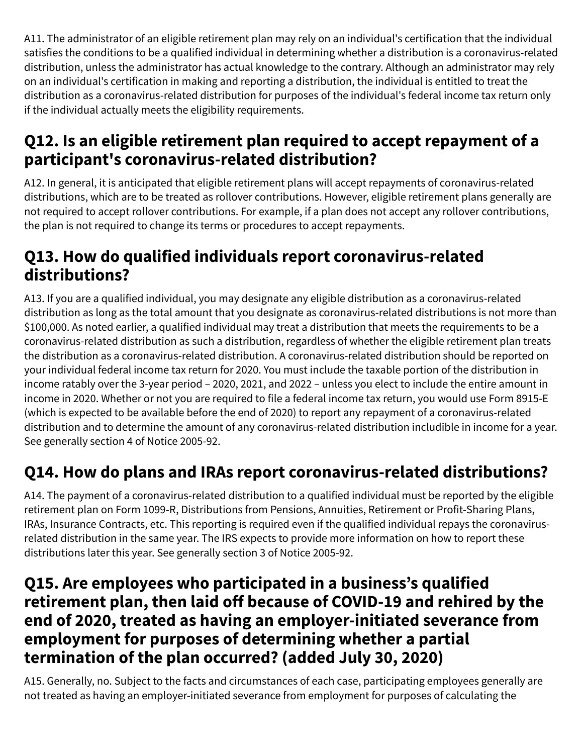A11. The administrator of an eligible retirement plan may rely on an individual's certification that the individual satisfies the conditions to be a qualified individual in determining whether a distribution is a coronavirus-related distribution, unless the administrator has actual knowledge to the contrary. Although an administrator may rely on an individual's certification in making and reporting a distribution, the individual is entitled to treat the distribution as a coronavirus-related distribution for purposes of the individual's federal income tax return only if the individual actually meets the eligibility requirements.

## Q12. Is an eligible retirement plan required to accept repayment of a participant's coronavirus-related distribution?

A12. In general, it is anticipated that eligible retirement plans will accept repayments of coronavirus-related distributions, which are to be treated as rollover contributions. However, eligible retirement plans generally are not required to accept rollover contributions. For example, if a plan does not accept any rollover contributions, the plan is not required to change its terms or procedures to accept repayments.

## Q13. How do qualified individuals report coronavirus-related distributions?

A13. If you are a qualified individual, you may designate any eligible distribution as a coronavirus-related distribution as long as the total amount that you designate as coronavirus-related distributions is not more than $100,000. As noted earlier, a qualified individual may treat a distribution that meets the requirements to be a coronavirus-related distribution as such a distribution, regardless of whether the eligible retirement plan treats the distribution as a coronavirus-related distribution. A coronavirus-related distribution should be reported on your individual federal income tax return for 2020. You must include the taxable portion of the distribution in income ratably over the 3-year period – 2020, 2021, and 2022 – unless you elect to include the entire amount in income in 2020. Whether or not you are required to file a federal income tax return, you would use Form 8915-E (which is expected to be available before the end of 2020) to report any repayment of a coronavirus-related distribution and to determine the amount of any coronavirus-related distribution includible in income for a year. See generally section 4 of Notice 2005-92.

## Q14. How do plans and IRAs report coronavirus-related distributions?

A14. The payment of a coronavirus-related distribution to a qualified individual must be reported by the eligible retirement plan on Form 1099-R, Distributions from Pensions, Annuities, Retirement or Profit-Sharing Plans, IRAs, Insurance Contracts, etc. This reporting is required even if the qualified individual repays the coronavirus-related distribution in the same year. The IRS expects to provide more information on how to report these distributions later this year. See generally section 3 of Notice 2005-92.

## Q15. Are employees who participated in a business's qualified retirement plan, then laid off because of COVID-19 and rehired by the end of 2020, treated as having an employer-initiated severance from employment for purposes of determining whether a partial termination of the plan occurred? (added July 30, 2020)

A15. Generally, no. Subject to the facts and circumstances of each case, participating employees generally are not treated as having an employer-initiated severance from employment for purposes of calculating the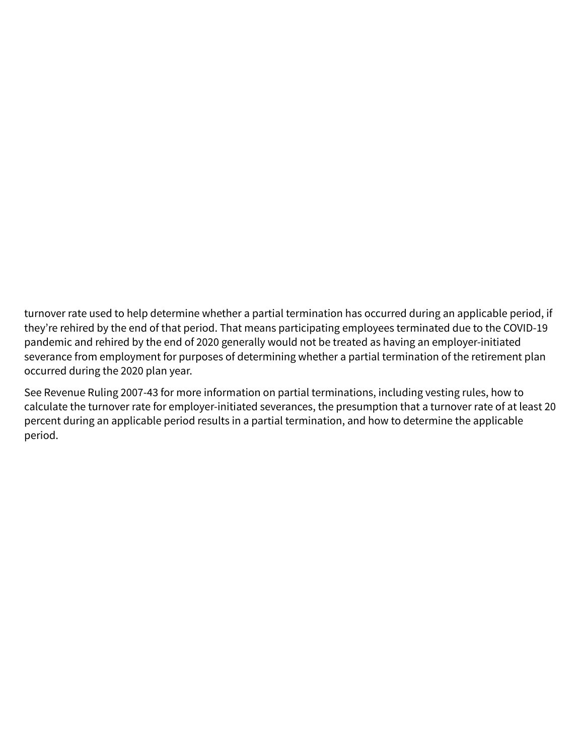turnover rate used to help determine whether a partial termination has occurred during an applicable period, if they're rehired by the end of that period. That means participating employees terminated due to the COVID-19 pandemic and rehired by the end of 2020 generally would not be treated as having an employer-initiated severance from employment for purposes of determining whether a partial termination of the retirement plan occurred during the 2020 plan year.

See Revenue Ruling 2007-43 for more information on partial terminations, including vesting rules, how to calculate the turnover rate for employer-initiated severances, the presumption that a turnover rate of at least 20 percent during an applicable period results in a partial termination, and how to determine the applicable period.